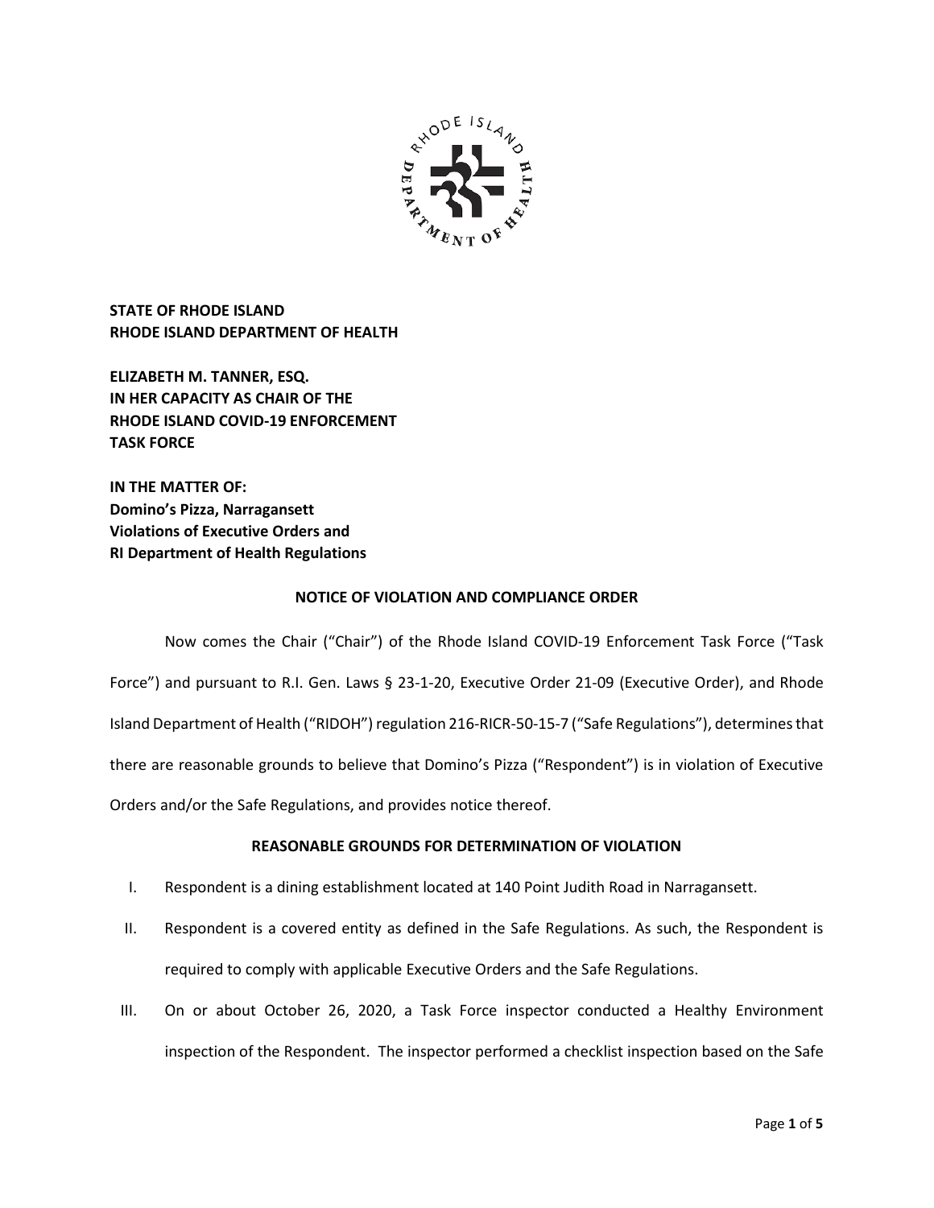**STATE OF RHODE ISLAND**
**RHODE ISLAND DEPARTMENT OF HEALTH**

**ELIZABETH M. TANNER, ESQ.**
**IN HER CAPACITY AS CHAIR OF THE**
**RHODE ISLAND COVID-19 ENFORCEMENT**
**TASK FORCE**

**IN THE MATTER OF:**
**Domino's Pizza, Narragansett**
**Violations of Executive Orders and**
**RI Department of Health Regulations**

## NOTICE OF VIOLATION AND COMPLIANCE ORDER

Now comes the Chair ("Chair") of the Rhode Island COVID-19 Enforcement Task Force ("Task Force") and pursuant to R.I. Gen. Laws § 23-1-20, Executive Order 21-09 (Executive Order), and Rhode Island Department of Health ("RIDOH") regulation 216-RICR-50-15-7 ("Safe Regulations"), determines that there are reasonable grounds to believe that Domino's Pizza ("Respondent") is in violation of Executive Orders and/or the Safe Regulations, and provides notice thereof.

## REASONABLE GROUNDS FOR DETERMINATION OF VIOLATION

I. Respondent is a dining establishment located at 140 Point Judith Road in Narragansett.

II. Respondent is a covered entity as defined in the Safe Regulations. As such, the Respondent is required to comply with applicable Executive Orders and the Safe Regulations.

III. On or about October 26, 2020, a Task Force inspector conducted a Healthy Environment inspection of the Respondent. The inspector performed a checklist inspection based on the Safe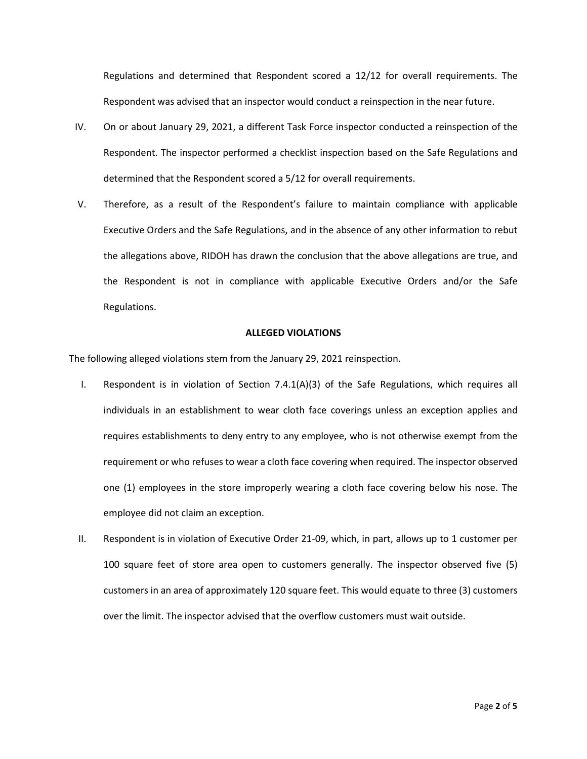Regulations and determined that Respondent scored a 12/12 for overall requirements. The Respondent was advised that an inspector would conduct a reinspection in the near future.

IV. On or about January 29, 2021, a different Task Force inspector conducted a reinspection of the Respondent. The inspector performed a checklist inspection based on the Safe Regulations and determined that the Respondent scored a 5/12 for overall requirements.

V. Therefore, as a result of the Respondent's failure to maintain compliance with applicable Executive Orders and the Safe Regulations, and in the absence of any other information to rebut the allegations above, RIDOH has drawn the conclusion that the above allegations are true, and the Respondent is not in compliance with applicable Executive Orders and/or the Safe Regulations.

**ALLEGED VIOLATIONS**

The following alleged violations stem from the January 29, 2021 reinspection.

I. Respondent is in violation of Section 7.4.1(A)(3) of the Safe Regulations, which requires all individuals in an establishment to wear cloth face coverings unless an exception applies and requires establishments to deny entry to any employee, who is not otherwise exempt from the requirement or who refuses to wear a cloth face covering when required. The inspector observed one (1) employees in the store improperly wearing a cloth face covering below his nose. The employee did not claim an exception.

II. Respondent is in violation of Executive Order 21-09, which, in part, allows up to 1 customer per 100 square feet of store area open to customers generally. The inspector observed five (5) customers in an area of approximately 120 square feet. This would equate to three (3) customers over the limit. The inspector advised that the overflow customers must wait outside.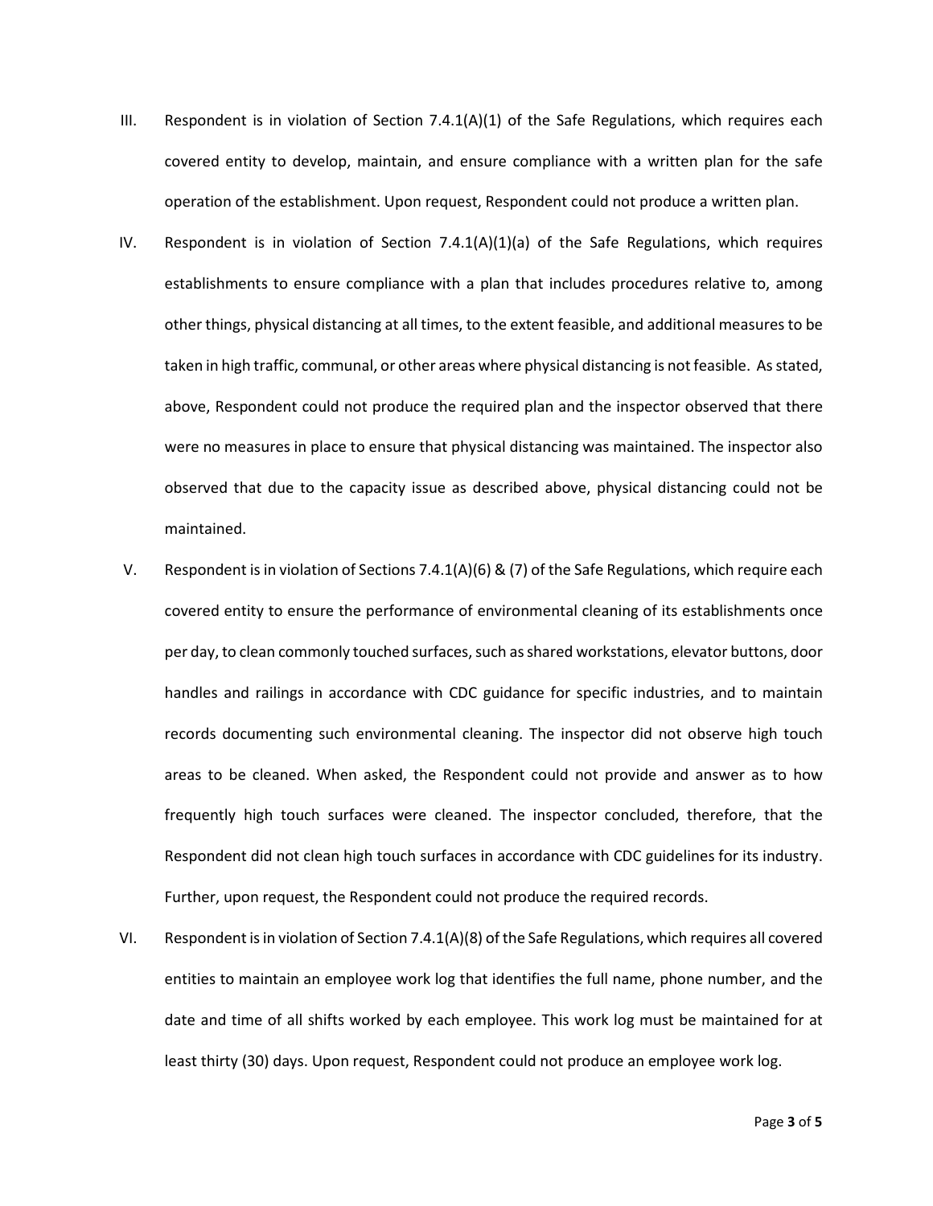III. Respondent is in violation of Section 7.4.1(A)(1) of the Safe Regulations, which requires each covered entity to develop, maintain, and ensure compliance with a written plan for the safe operation of the establishment. Upon request, Respondent could not produce a written plan.

IV. Respondent is in violation of Section 7.4.1(A)(1)(a) of the Safe Regulations, which requires establishments to ensure compliance with a plan that includes procedures relative to, among other things, physical distancing at all times, to the extent feasible, and additional measures to be taken in high traffic, communal, or other areas where physical distancing is not feasible. As stated, above, Respondent could not produce the required plan and the inspector observed that there were no measures in place to ensure that physical distancing was maintained. The inspector also observed that due to the capacity issue as described above, physical distancing could not be maintained.

V. Respondent is in violation of Sections 7.4.1(A)(6) & (7) of the Safe Regulations, which require each covered entity to ensure the performance of environmental cleaning of its establishments once per day, to clean commonly touched surfaces, such as shared workstations, elevator buttons, door handles and railings in accordance with CDC guidance for specific industries, and to maintain records documenting such environmental cleaning. The inspector did not observe high touch areas to be cleaned. When asked, the Respondent could not provide and answer as to how frequently high touch surfaces were cleaned. The inspector concluded, therefore, that the Respondent did not clean high touch surfaces in accordance with CDC guidelines for its industry. Further, upon request, the Respondent could not produce the required records.

VI. Respondent is in violation of Section 7.4.1(A)(8) of the Safe Regulations, which requires all covered entities to maintain an employee work log that identifies the full name, phone number, and the date and time of all shifts worked by each employee. This work log must be maintained for at least thirty (30) days. Upon request, Respondent could not produce an employee work log.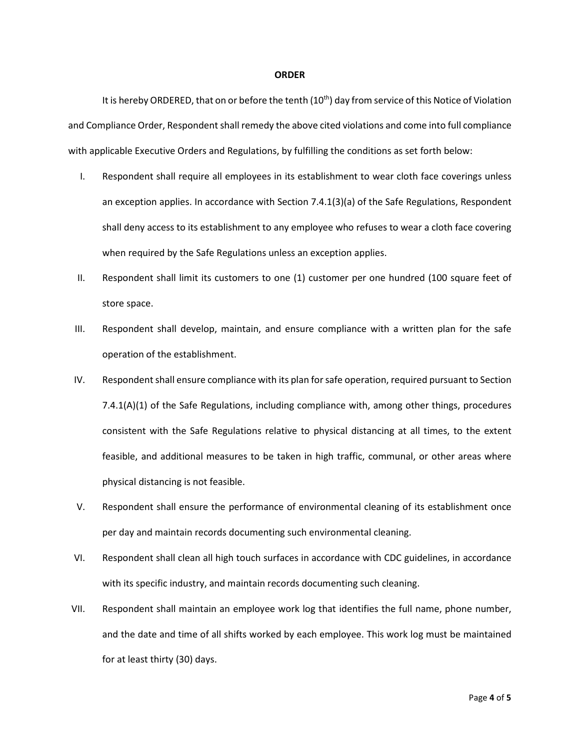**ORDER**

It is hereby ORDERED, that on or before the tenth (10th) day from service of this Notice of Violation and Compliance Order, Respondent shall remedy the above cited violations and come into full compliance with applicable Executive Orders and Regulations, by fulfilling the conditions as set forth below:

I. Respondent shall require all employees in its establishment to wear cloth face coverings unless an exception applies. In accordance with Section 7.4.1(3)(a) of the Safe Regulations, Respondent shall deny access to its establishment to any employee who refuses to wear a cloth face covering when required by the Safe Regulations unless an exception applies.

II. Respondent shall limit its customers to one (1) customer per one hundred (100 square feet of store space.

III. Respondent shall develop, maintain, and ensure compliance with a written plan for the safe operation of the establishment.

IV. Respondent shall ensure compliance with its plan for safe operation, required pursuant to Section 7.4.1(A)(1) of the Safe Regulations, including compliance with, among other things, procedures consistent with the Safe Regulations relative to physical distancing at all times, to the extent feasible, and additional measures to be taken in high traffic, communal, or other areas where physical distancing is not feasible.

V. Respondent shall ensure the performance of environmental cleaning of its establishment once per day and maintain records documenting such environmental cleaning.

VI. Respondent shall clean all high touch surfaces in accordance with CDC guidelines, in accordance with its specific industry, and maintain records documenting such cleaning.

VII. Respondent shall maintain an employee work log that identifies the full name, phone number, and the date and time of all shifts worked by each employee. This work log must be maintained for at least thirty (30) days.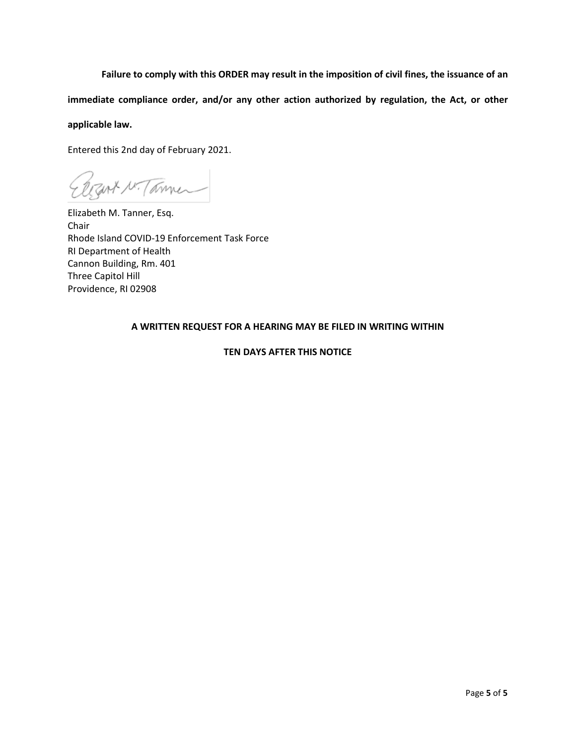**Failure to comply with this ORDER may result in the imposition of civil fines, the issuance of an immediate compliance order, and/or any other action authorized by regulation, the Act, or other applicable law.**

Entered this 2nd day of February 2021.

Elizabeth M. Tanner, Esq.
Chair
Rhode Island COVID-19 Enforcement Task Force
RI Department of Health
Cannon Building, Rm. 401
Three Capitol Hill
Providence, RI 02908

**A WRITTEN REQUEST FOR A HEARING MAY BE FILED IN WRITING WITHIN TEN DAYS AFTER THIS NOTICE**